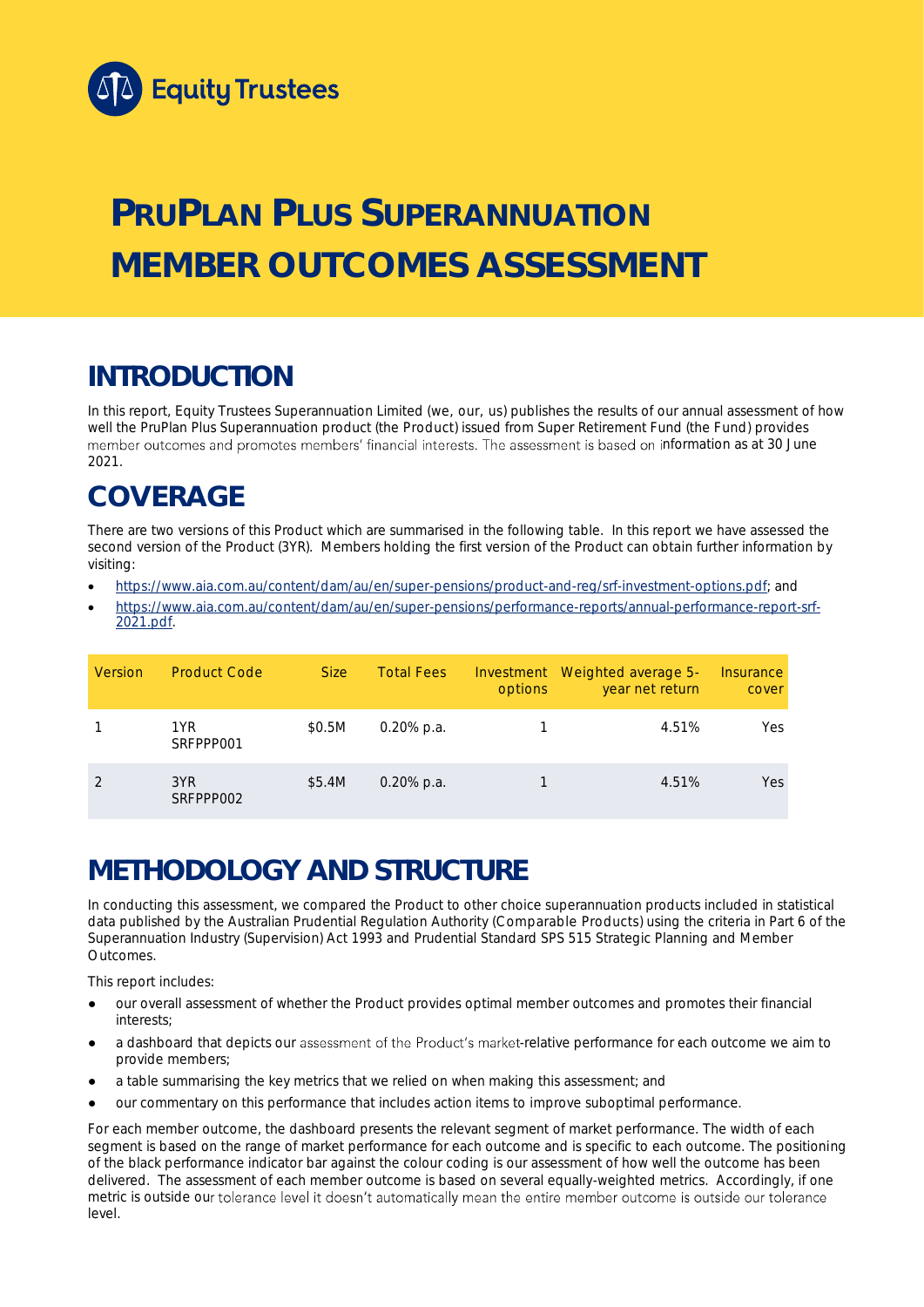Equity Trustees

# PRUPLAN PLUS SUPERANNUATION MEMBER OUTCOMES ASSESSMENT

## INTRODUCTION

In this report, Equity Trustees Superannuation Limited (we, our, us) publishes the results of our annual assessment of how well the PruPlan Plus Superannuation product (the Product) issued from Super Retirement Fund (the Fund) provides member outcomes and promotes members' financial interests. The assessment is based on information as at 30 June 2021.

## COVERAGE

There are two versions of this Product which are summarised in the following table. In this report we have assessed the second version of the Product (3YR). Members holding the first version of the Product can obtain further information by visiting:

- https://www.aia.com.au/content/dam/au/en/super-pensions/product-and-reg/srf-investment-options.pdf; and
- https://www.aia.com.au/content/dam/au/en/super-pensions/performance-reports/annual-performance-report-srf-2021.pdf.

| Version | Product Code | Size | Total Fees | Investment options | Weighted average 5-year net return | Insurance cover |
|---|---|---|---|---|---|---|
| 1 | 1YR SRFPPP001 | $0.5M | 0.20% p.a. | 1 | 4.51% | Yes |
| 2 | 3YR SRFPPP002 | $5.4M | 0.20% p.a. | 1 | 4.51% | Yes |

## METHODOLOGY AND STRUCTURE

In conducting this assessment, we compared the Product to other choice superannuation products included in statistical data published by the Australian Prudential Regulation Authority (Comparable Products) using the criteria in Part 6 of the Superannuation Industry (Supervision) Act 1993 and Prudential Standard SPS 515 Strategic Planning and Member Outcomes.

This report includes:

- our overall assessment of whether the Product provides optimal member outcomes and promotes their financial interests;
- a dashboard that depicts our assessment of the Product's market-relative performance for each outcome we aim to provide members;
- a table summarising the key metrics that we relied on when making this assessment; and
- our commentary on this performance that includes action items to improve suboptimal performance.

For each member outcome, the dashboard presents the relevant segment of market performance. The width of each segment is based on the range of market performance for each outcome and is specific to each outcome. The positioning of the black performance indicator bar against the colour coding is our assessment of how well the outcome has been delivered. The assessment of each member outcome is based on several equally-weighted metrics. Accordingly, if one metric is outside our tolerance level it doesn't automatically mean the entire member outcome is outside our tolerance level.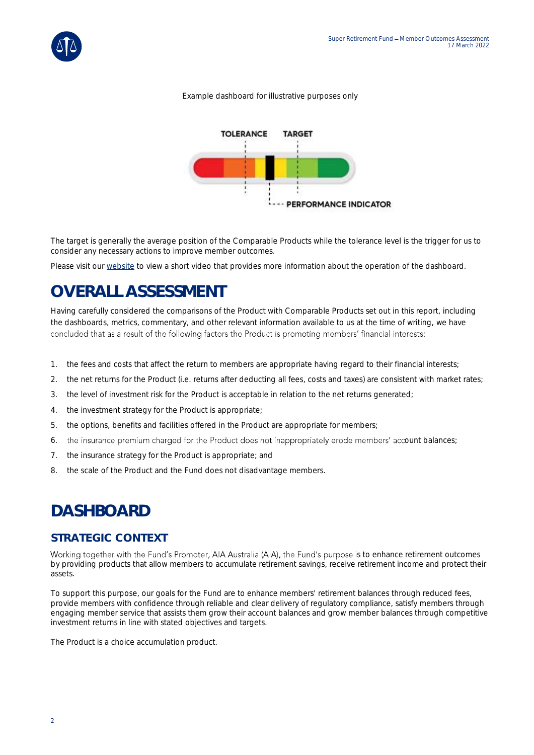Example dashboard for illustrative purposes only

TOLERANCE TARGET

PERFORMANCE INDICATOR

The target is generally the average position of the Comparable Products while the tolerance level is the trigger for us to consider any necessary actions to improve member outcomes.

Please visit our website to view a short video that provides more information about the operation of the dashboard.

# OVERALL ASSESSMENT

Having carefully considered the comparisons of the Product with Comparable Products set out in this report, including the dashboards, metrics, commentary, and other relevant information available to us at the time of writing, we have concluded that as a result of the following factors the Product is promoting members' financial interests:

1. the fees and costs that affect the return to members are appropriate having regard to their financial interests;
2. the net returns for the Product (i.e. returns after deducting all fees, costs and taxes) are consistent with market rates;
3. the level of investment risk for the Product is acceptable in relation to the net returns generated;
4. the investment strategy for the Product is appropriate;
5. the options, benefits and facilities offered in the Product are appropriate for members;
6. the insurance premium charged for the Product does not inappropriately erode members' account balances;
7. the insurance strategy for the Product is appropriate; and
8. the scale of the Product and the Fund does not disadvantage members.

# DASHBOARD

## STRATEGIC CONTEXT

Working together with the Fund's Promoter, AIA Australia (AIA), the Fund's purpose is to enhance retirement outcomes by providing products that allow members to accumulate retirement savings, receive retirement income and protect their assets.

To support this purpose, our goals for the Fund are to enhance members' retirement balances through reduced fees, provide members with confidence through reliable and clear delivery of regulatory compliance, satisfy members through engaging member service that assists them grow their account balances and grow member balances through competitive investment returns in line with stated objectives and targets.

The Product is a choice accumulation product.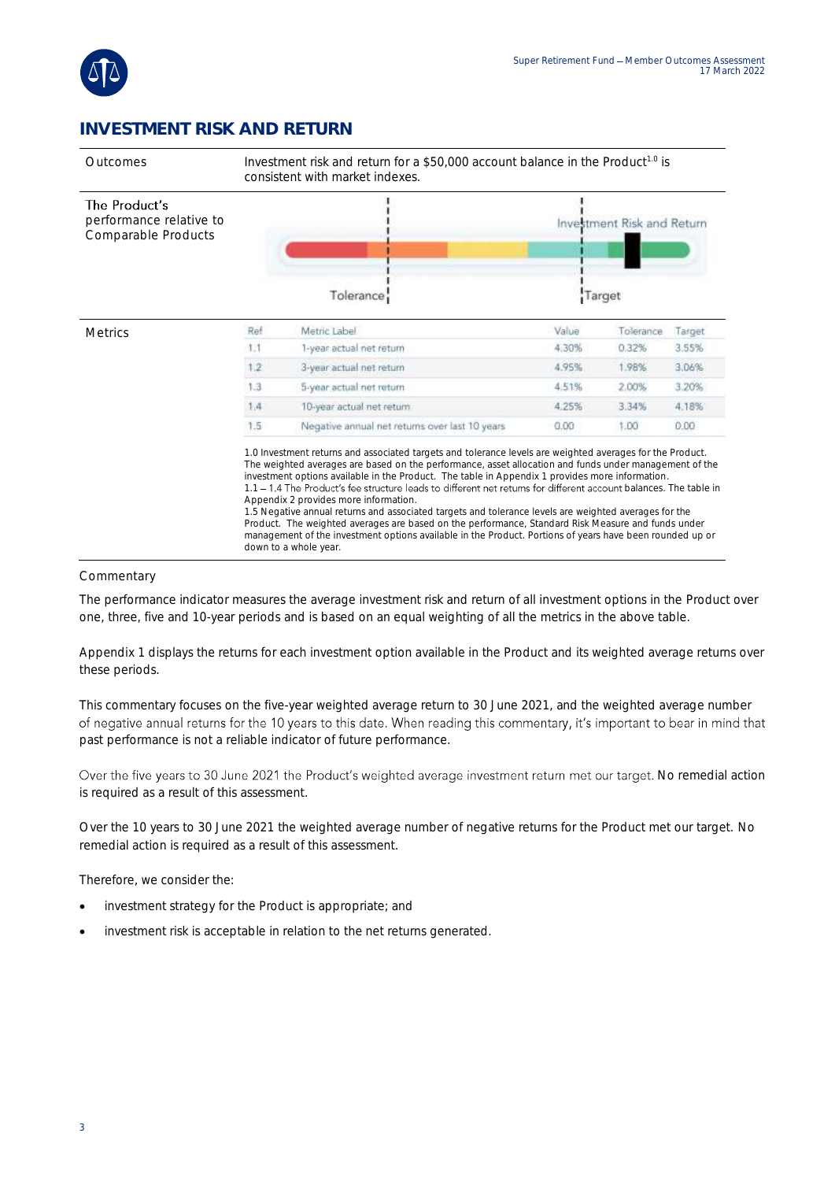## INVESTMENT RISK AND RETURN

| | |
|---|---|
| Outcomes | Investment risk and return for a $50,000 account balance in the Product[1.0] is consistent with market indexes. |
| The Product's performance relative to Comparable Products | Investment Risk and Return<br>Tolerance<br>Target |

**Metrics**

| Ref | Metric Label | Value | Tolerance | Target |
|---|---|---|---|---|
| 1.1 | 1-year actual net return | 4.30% | 0.32% | 3.55% |
| 1.2 | 3-year actual net return | 4.95% | 1.98% | 3.06% |
| 1.3 | 5-year actual net return | 4.51% | 2.00% | 3.20% |
| 1.4 | 10-year actual net return | 4.25% | 3.34% | 4.18% |
| 1.5 | Negative annual net returns over last 10 years | 0.00 | 1.00 | 0.00 |

1.0 Investment returns and associated targets and tolerance levels are weighted averages for the Product. The weighted averages are based on the performance, asset allocation and funds under management of the investment options available in the Product. The table in Appendix 1 provides more information.
1.1 – 1.4 The Product's fee structure leads to different net returns for different account balances. The table in Appendix 2 provides more information.
1.5 Negative annual returns and associated targets and tolerance levels are weighted averages for the Product. The weighted averages are based on the performance, Standard Risk Measure and funds under management of the investment options available in the Product. Portions of years have been rounded up or down to a whole year.

Commentary

The performance indicator measures the average investment risk and return of all investment options in the Product over one, three, five and 10-year periods and is based on an equal weighting of all the metrics in the above table.

Appendix 1 displays the returns for each investment option available in the Product and its weighted average returns over these periods.

This commentary focuses on the five-year weighted average return to 30 June 2021, and the weighted average number of negative annual returns for the 10 years to this date. When reading this commentary, it's important to bear in mind that past performance is not a reliable indicator of future performance.

Over the five years to 30 June 2021 the Product's weighted average investment return met our target. No remedial action is required as a result of this assessment.

Over the 10 years to 30 June 2021 the weighted average number of negative returns for the Product met our target. No remedial action is required as a result of this assessment.

Therefore, we consider the:

- investment strategy for the Product is appropriate; and
- investment risk is acceptable in relation to the net returns generated.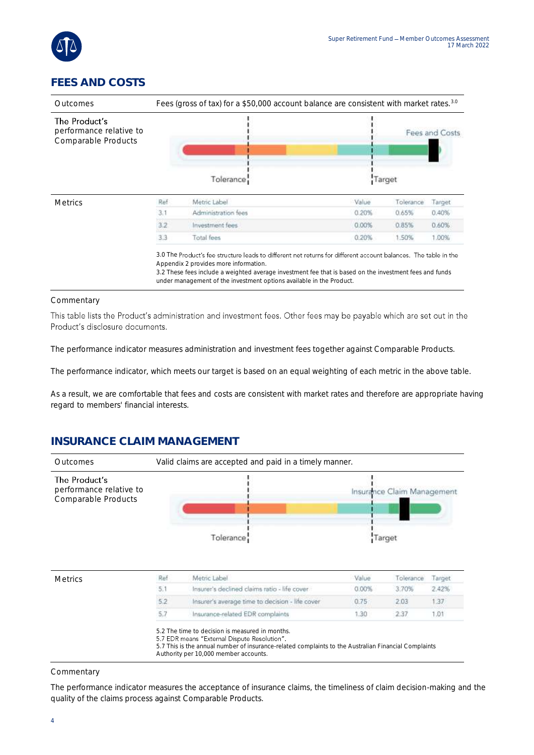## FEES AND COSTS

| | |
|---|---|
| Outcomes | Fees (gross of tax) for a $50,000 account balance are consistent with market rates.[3.0] |
| The Product's performance relative to Comparable Products | Fees and Costs — Tolerance — Target |

**Metrics**

| Ref | Metric Label | Value | Tolerance | Target |
|---|---|---|---|---|
| 3.1 | Administration fees | 0.20% | 0.65% | 0.40% |
| 3.2 | Investment fees | 0.00% | 0.85% | 0.60% |
| 3.3 | Total fees | 0.20% | 1.50% | 1.00% |

3.0 The Product's fee structure leads to different net returns for different account balances. The table in the Appendix 2 provides more information.
3.2 These fees include a weighted average investment fee that is based on the investment fees and funds under management of the investment options available in the Product.

### Commentary

This table lists the Product's administration and investment fees. Other fees may be payable which are set out in the Product's disclosure documents.

The performance indicator measures administration and investment fees together against Comparable Products.

The performance indicator, which meets our target is based on an equal weighting of each metric in the above table.

As a result, we are comfortable that fees and costs are consistent with market rates and therefore are appropriate having regard to members' financial interests.

## INSURANCE CLAIM MANAGEMENT

| | |
|---|---|
| Outcomes | Valid claims are accepted and paid in a timely manner. |
| The Product's performance relative to Comparable Products | Insurance Claim Management — Tolerance — Target |

**Metrics**

| Ref | Metric Label | Value | Tolerance | Target |
|---|---|---|---|---|
| 5.1 | Insurer's declined claims ratio - life cover | 0.00% | 3.70% | 2.42% |
| 5.2 | Insurer's average time to decision - life cover | 0.75 | 2.03 | 1.37 |
| 5.7 | Insurance-related EDR complaints | 1.30 | 2.37 | 1.01 |

5.2 The time to decision is measured in months.
5.7 EDR means "External Dispute Resolution".
5.7 This is the annual number of insurance-related complaints to the Australian Financial Complaints Authority per 10,000 member accounts.

### Commentary

The performance indicator measures the acceptance of insurance claims, the timeliness of claim decision-making and the quality of the claims process against Comparable Products.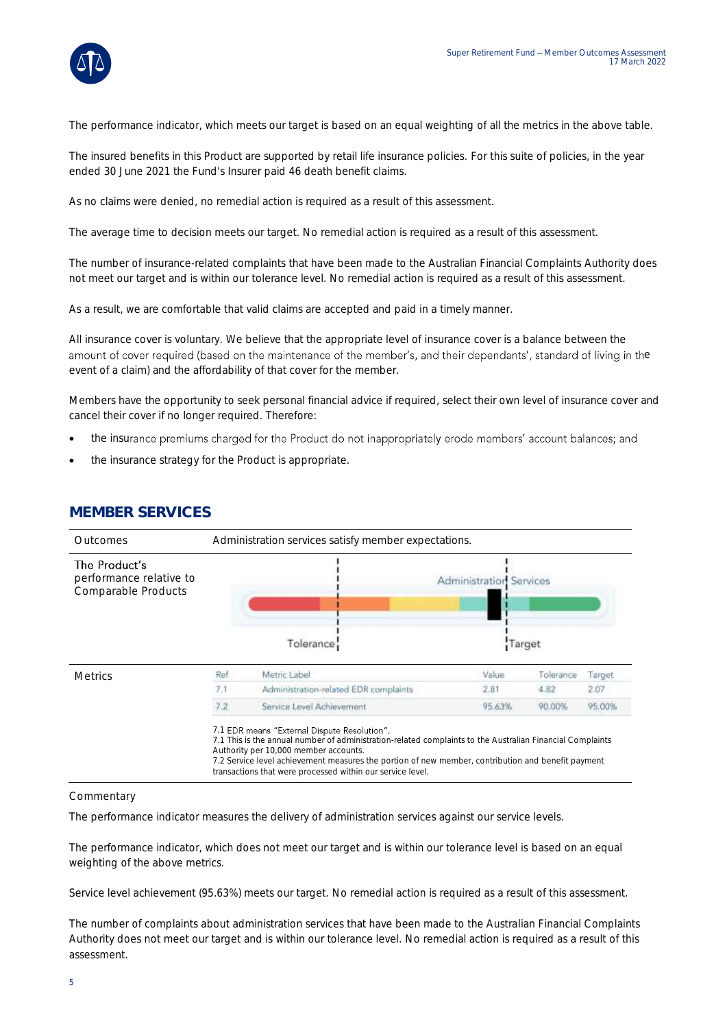The performance indicator, which meets our target is based on an equal weighting of all the metrics in the above table.

The insured benefits in this Product are supported by retail life insurance policies. For this suite of policies, in the year ended 30 June 2021 the Fund's Insurer paid 46 death benefit claims.

As no claims were denied, no remedial action is required as a result of this assessment.

The average time to decision meets our target. No remedial action is required as a result of this assessment.

The number of insurance-related complaints that have been made to the Australian Financial Complaints Authority does not meet our target and is within our tolerance level. No remedial action is required as a result of this assessment.

As a result, we are comfortable that valid claims are accepted and paid in a timely manner.

All insurance cover is voluntary. We believe that the appropriate level of insurance cover is a balance between the amount of cover required (based on the maintenance of the member's, and their dependants', standard of living in the event of a claim) and the affordability of that cover for the member.

Members have the opportunity to seek personal financial advice if required, select their own level of insurance cover and cancel their cover if no longer required. Therefore:

- the insurance premiums charged for the Product do not inappropriately erode members' account balances; and
- the insurance strategy for the Product is appropriate.

## MEMBER SERVICES

| | |
|---|---|
| Outcomes | Administration services satisfy member expectations. |
| The Product's performance relative to Comparable Products | Administration Services (Tolerance / Target) |

**Metrics**

| Ref | Metric Label | Value | Tolerance | Target |
|---|---|---|---|---|
| 7.1 | Administration-related EDR complaints | 2.81 | 4.82 | 2.07 |
| 7.2 | Service Level Achievement | 95.63% | 90.00% | 95.00% |

7.1 EDR means "External Dispute Resolution".
7.1 This is the annual number of administration-related complaints to the Australian Financial Complaints Authority per 10,000 member accounts.
7.2 Service level achievement measures the portion of new member, contribution and benefit payment transactions that were processed within our service level.

Commentary

The performance indicator measures the delivery of administration services against our service levels.

The performance indicator, which does not meet our target and is within our tolerance level is based on an equal weighting of the above metrics.

Service level achievement (95.63%) meets our target. No remedial action is required as a result of this assessment.

The number of complaints about administration services that have been made to the Australian Financial Complaints Authority does not meet our target and is within our tolerance level. No remedial action is required as a result of this assessment.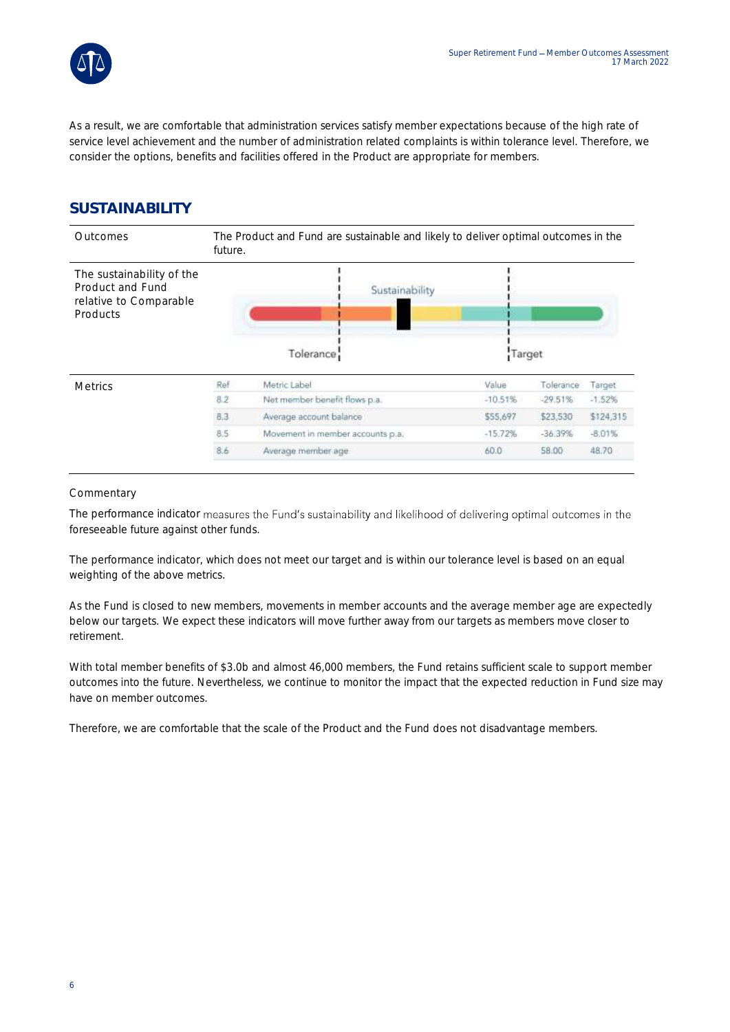As a result, we are comfortable that administration services satisfy member expectations because of the high rate of service level achievement and the number of administration related complaints is within tolerance level. Therefore, we consider the options, benefits and facilities offered in the Product are appropriate for members.

## SUSTAINABILITY

| | |
|---|---|
| Outcomes | The Product and Fund are sustainable and likely to deliver optimal outcomes in the future. |
| The sustainability of the Product and Fund relative to Comparable Products | Sustainability<br>Tolerance / Target |

**Metrics**

| Ref | Metric Label | Value | Tolerance | Target |
|---|---|---|---|---|
| 8.2 | Net member benefit flows p.a. | -10.51% | -29.51% | -1.52% |
| 8.3 | Average account balance | $55,697 | $23,530 | $124,315 |
| 8.5 | Movement in member accounts p.a. | -15.72% | -36.39% | -8.01% |
| 8.6 | Average member age | 60.0 | 58.00 | 48.70 |

Commentary

The performance indicator measures the Fund's sustainability and likelihood of delivering optimal outcomes in the foreseeable future against other funds.

The performance indicator, which does not meet our target and is within our tolerance level is based on an equal weighting of the above metrics.

As the Fund is closed to new members, movements in member accounts and the average member age are expectedly below our targets. We expect these indicators will move further away from our targets as members move closer to retirement.

With total member benefits of $3.0b and almost 46,000 members, the Fund retains sufficient scale to support member outcomes into the future. Nevertheless, we continue to monitor the impact that the expected reduction in Fund size may have on member outcomes.

Therefore, we are comfortable that the scale of the Product and the Fund does not disadvantage members.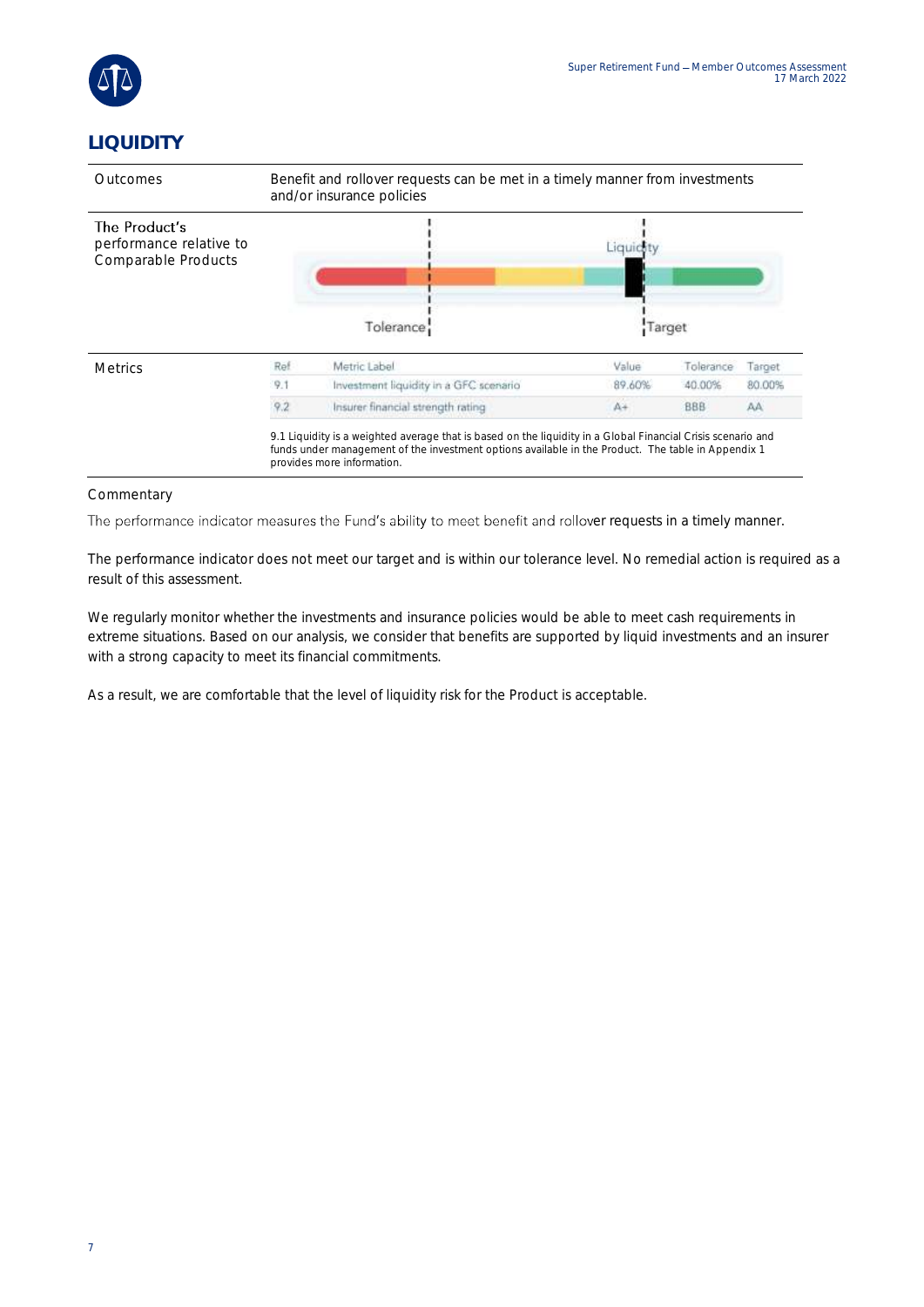# LIQUIDITY

| | |
|---|---|
| Outcomes | Benefit and rollover requests can be met in a timely manner from investments and/or insurance policies |
| The Product's performance relative to Comparable Products | Liquidity<br>Tolerance<br>Target |
| Metrics | see table below |

| Ref | Metric Label | Value | Tolerance | Target |
|---|---|---|---|---|
| 9.1 | Investment liquidity in a GFC scenario | 89.60% | 40.00% | 80.00% |
| 9.2 | Insurer financial strength rating | A+ | BBB | AA |

9.1 Liquidity is a weighted average that is based on the liquidity in a Global Financial Crisis scenario and funds under management of the investment options available in the Product. The table in Appendix 1 provides more information.

## Commentary

The performance indicator measures the Fund's ability to meet benefit and rollover requests in a timely manner.

The performance indicator does not meet our target and is within our tolerance level. No remedial action is required as a result of this assessment.

We regularly monitor whether the investments and insurance policies would be able to meet cash requirements in extreme situations. Based on our analysis, we consider that benefits are supported by liquid investments and an insurer with a strong capacity to meet its financial commitments.

As a result, we are comfortable that the level of liquidity risk for the Product is acceptable.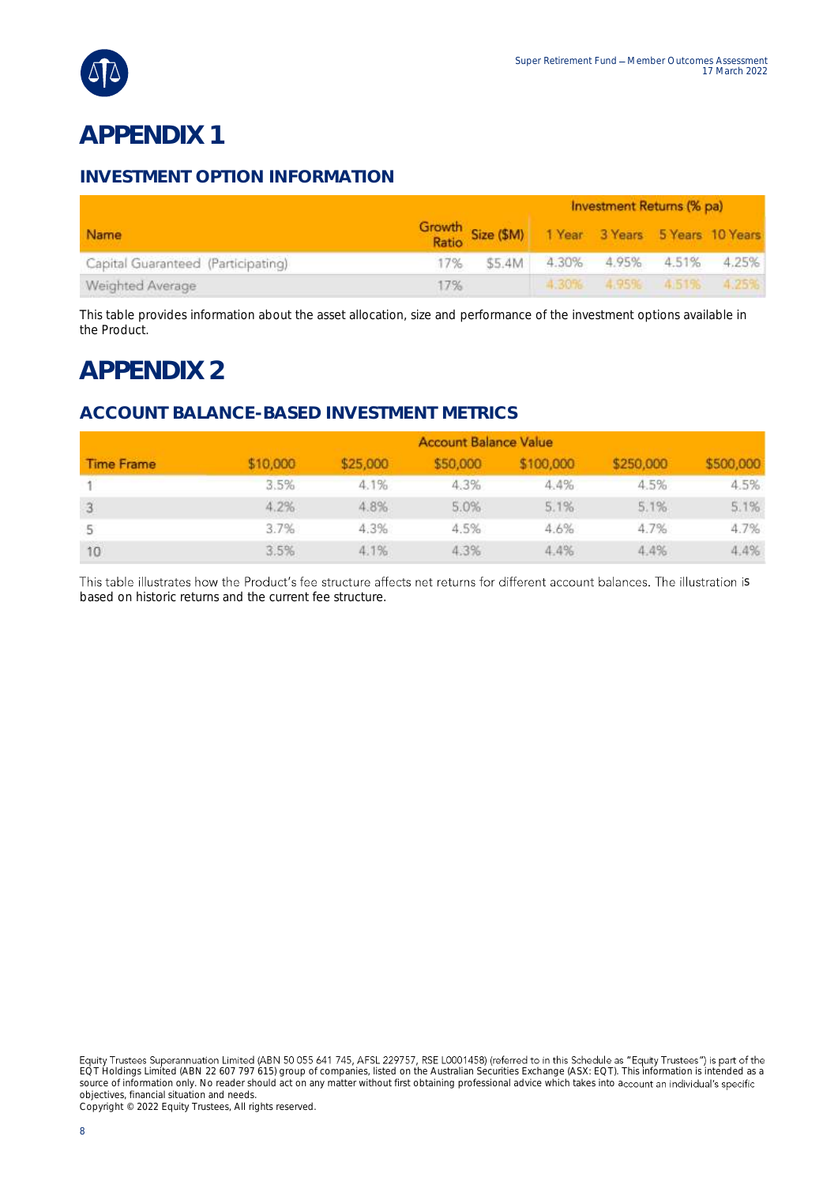# APPENDIX 1

## INVESTMENT OPTION INFORMATION

| Name | Growth Ratio | Size ($M) | Investment Returns (% pa) | | | |
|---|---|---|---|---|---|---|
| | | | 1 Year | 3 Years | 5 Years | 10 Years |
| Capital Guaranteed (Participating) | 17% | $5.4M | 4.30% | 4.95% | 4.51% | 4.25% |
| Weighted Average | 17% | | 4.30% | 4.95% | 4.51% | 4.25% |

This table provides information about the asset allocation, size and performance of the investment options available in the Product.

# APPENDIX 2

## ACCOUNT BALANCE-BASED INVESTMENT METRICS

| Time Frame | Account Balance Value | | | | | |
|---|---|---|---|---|---|---|
| | $10,000 | $25,000 | $50,000 | $100,000 | $250,000 | $500,000 |
| 1 | 3.5% | 4.1% | 4.3% | 4.4% | 4.5% | 4.5% |
| 3 | 4.2% | 4.8% | 5.0% | 5.1% | 5.1% | 5.1% |
| 5 | 3.7% | 4.3% | 4.5% | 4.6% | 4.7% | 4.7% |
| 10 | 3.5% | 4.1% | 4.3% | 4.4% | 4.4% | 4.4% |

This table illustrates how the Product's fee structure affects net returns for different account balances. The illustration is based on historic returns and the current fee structure.

Equity Trustees Superannuation Limited (ABN 50 055 641 745, AFSL 229757, RSE L0001458) (referred to in this Schedule as "Equity Trustees") is part of the EQT Holdings Limited (ABN 22 607 797 615) group of companies, listed on the Australian Securities Exchange (ASX: EQT). This information is intended as a source of information only. No reader should act on any matter without first obtaining professional advice which takes into account an individual's specific objectives, financial situation and needs.
Copyright © 2022 Equity Trustees, All rights reserved.